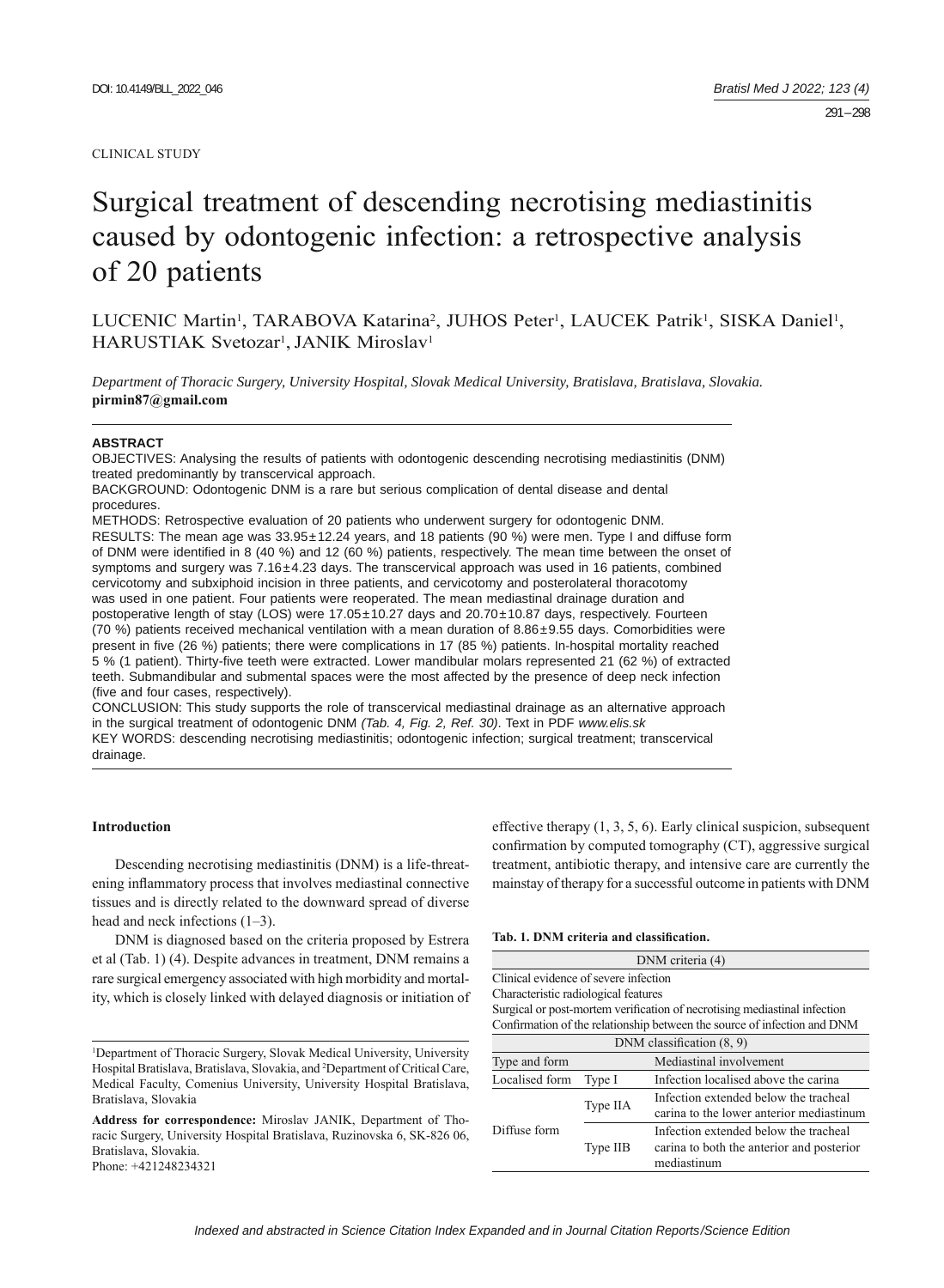CLINICAL STUDY

# Surgical treatment of descending necrotising mediastinitis caused by odontogenic infection: a retrospective analysis of 20 patients

LUCENIC Martin[1], TARABOVA Katarina[2], JUHOS Peter[1], LAUCEK Patrik[1], SISKA Daniel[1], HARUSTIAK Svetozar[1], JANIK Miroslav[1]

*Department of Thoracic Surgery, University Hospital, Slovak Medical University, Bratislava, Bratislava, Slovakia.*
**pirmin87@gmail.com**

**ABSTRACT**

OBJECTIVES: Analysing the results of patients with odontogenic descending necrotising mediastinitis (DNM) treated predominantly by transcervical approach.

BACKGROUND: Odontogenic DNM is a rare but serious complication of dental disease and dental procedures.

METHODS: Retrospective evaluation of 20 patients who underwent surgery for odontogenic DNM.

RESULTS: The mean age was 33.95±12.24 years, and 18 patients (90 %) were men. Type I and diffuse form of DNM were identified in 8 (40 %) and 12 (60 %) patients, respectively. The mean time between the onset of symptoms and surgery was 7.16±4.23 days. The transcervical approach was used in 16 patients, combined cervicotomy and subxiphoid incision in three patients, and cervicotomy and posterolateral thoracotomy was used in one patient. Four patients were reoperated. The mean mediastinal drainage duration and postoperative length of stay (LOS) were 17.05±10.27 days and 20.70±10.87 days, respectively. Fourteen (70 %) patients received mechanical ventilation with a mean duration of 8.86±9.55 days. Comorbidities were present in five (26 %) patients; there were complications in 17 (85 %) patients. In-hospital mortality reached 5 % (1 patient). Thirty-five teeth were extracted. Lower mandibular molars represented 21 (62 %) of extracted teeth. Submandibular and submental spaces were the most affected by the presence of deep neck infection (five and four cases, respectively).

CONCLUSION: This study supports the role of transcervical mediastinal drainage as an alternative approach in the surgical treatment of odontogenic DNM *(Tab. 4, Fig. 2, Ref. 30)*. Text in PDF *www.elis.sk*

KEY WORDS: descending necrotising mediastinitis; odontogenic infection; surgical treatment; transcervical drainage.

## Introduction

Descending necrotising mediastinitis (DNM) is a life-threatening inflammatory process that involves mediastinal connective tissues and is directly related to the downward spread of diverse head and neck infections (1–3).

DNM is diagnosed based on the criteria proposed by Estrera et al (Tab. 1) (4). Despite advances in treatment, DNM remains a rare surgical emergency associated with high morbidity and mortality, which is closely linked with delayed diagnosis or initiation of effective therapy (1, 3, 5, 6). Early clinical suspicion, subsequent confirmation by computed tomography (CT), aggressive surgical treatment, antibiotic therapy, and intensive care are currently the mainstay of therapy for a successful outcome in patients with DNM

**Tab. 1. DNM criteria and classification.**

| DNM criteria (4) | | |
|---|---|---|
| Clinical evidence of severe infection | | |
| Characteristic radiological features | | |
| Surgical or post-mortem verification of necrotising mediastinal infection | | |
| Confirmation of the relationship between the source of infection and DNM | | |
| **DNM classification (8, 9)** | | |
| Type and form | | Mediastinal involvement |
| Localised form | Type I | Infection localised above the carina |
| Diffuse form | Type IIA | Infection extended below the tracheal carina to the lower anterior mediastinum |
| | Type IIB | Infection extended below the tracheal carina to both the anterior and posterior mediastinum |

[1]Department of Thoracic Surgery, Slovak Medical University, University Hospital Bratislava, Bratislava, Slovakia, and [2]Department of Critical Care, Medical Faculty, Comenius University, University Hospital Bratislava, Bratislava, Slovakia

**Address for correspondence:** Miroslav JANIK, Department of Thoracic Surgery, University Hospital Bratislava, Ruzinovska 6, SK-826 06, Bratislava, Slovakia.
Phone: +421248234321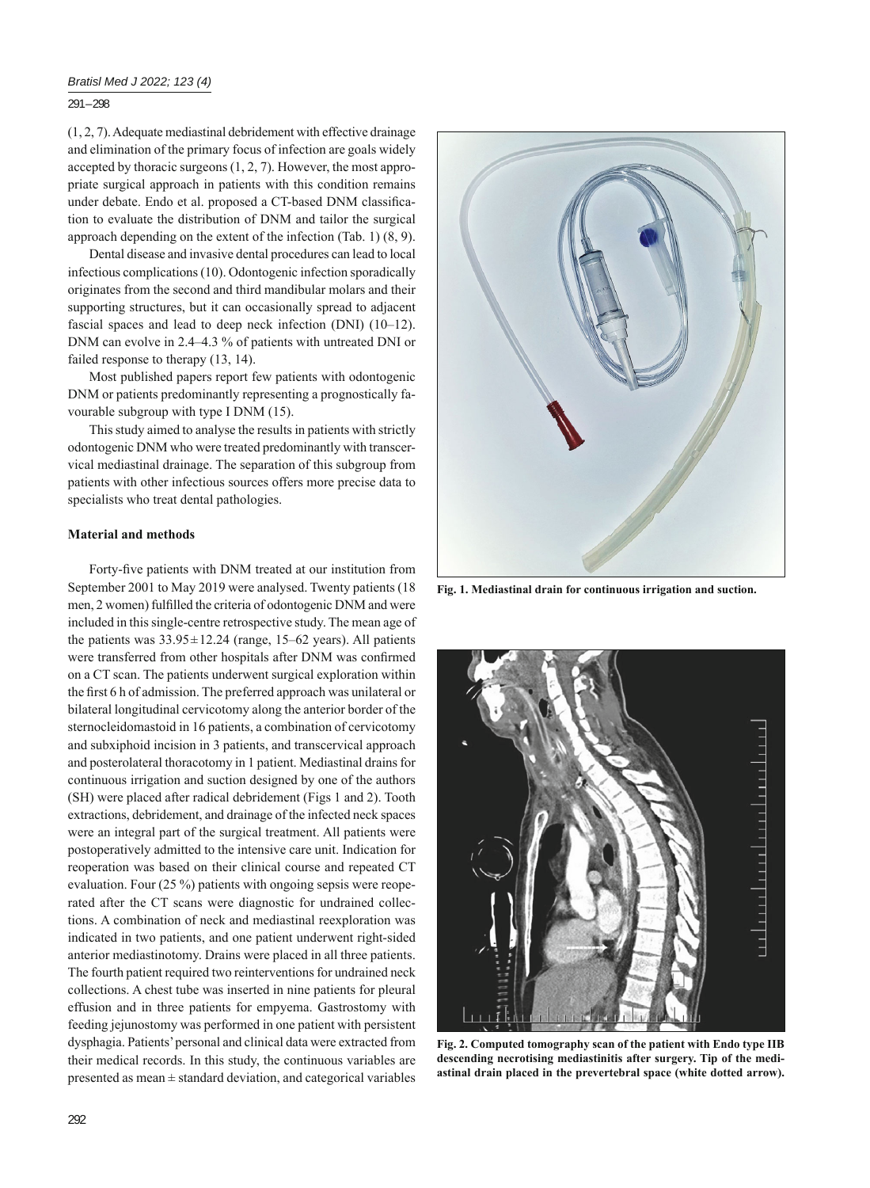(1, 2, 7). Adequate mediastinal debridement with effective drainage and elimination of the primary focus of infection are goals widely accepted by thoracic surgeons (1, 2, 7). However, the most appropriate surgical approach in patients with this condition remains under debate. Endo et al. proposed a CT-based DNM classification to evaluate the distribution of DNM and tailor the surgical approach depending on the extent of the infection (Tab. 1) (8, 9).

Dental disease and invasive dental procedures can lead to local infectious complications (10). Odontogenic infection sporadically originates from the second and third mandibular molars and their supporting structures, but it can occasionally spread to adjacent fascial spaces and lead to deep neck infection (DNI) (10–12). DNM can evolve in 2.4–4.3 % of patients with untreated DNI or failed response to therapy (13, 14).

Most published papers report few patients with odontogenic DNM or patients predominantly representing a prognostically favourable subgroup with type I DNM (15).

This study aimed to analyse the results in patients with strictly odontogenic DNM who were treated predominantly with transcervical mediastinal drainage. The separation of this subgroup from patients with other infectious sources offers more precise data to specialists who treat dental pathologies.

## Material and methods

Forty-five patients with DNM treated at our institution from September 2001 to May 2019 were analysed. Twenty patients (18 men, 2 women) fulfilled the criteria of odontogenic DNM and were included in this single-centre retrospective study. The mean age of the patients was $33.95 \pm 12.24$ (range, 15–62 years). All patients were transferred from other hospitals after DNM was confirmed on a CT scan. The patients underwent surgical exploration within the first 6 h of admission. The preferred approach was unilateral or bilateral longitudinal cervicotomy along the anterior border of the sternocleidomastoid in 16 patients, a combination of cervicotomy and subxiphoid incision in 3 patients, and transcervical approach and posterolateral thoracotomy in 1 patient. Mediastinal drains for continuous irrigation and suction designed by one of the authors (SH) were placed after radical debridement (Figs 1 and 2). Tooth extractions, debridement, and drainage of the infected neck spaces were an integral part of the surgical treatment. All patients were postoperatively admitted to the intensive care unit. Indication for reoperation was based on their clinical course and repeated CT evaluation. Four (25 %) patients with ongoing sepsis were reoperated after the CT scans were diagnostic for undrained collections. A combination of neck and mediastinal reexploration was indicated in two patients, and one patient underwent right-sided anterior mediastinotomy. Drains were placed in all three patients. The fourth patient required two reinterventions for undrained neck collections. A chest tube was inserted in nine patients for pleural effusion and in three patients for empyema. Gastrostomy with feeding jejunostomy was performed in one patient with persistent dysphagia. Patients' personal and clinical data were extracted from their medical records. In this study, the continuous variables are presented as mean ± standard deviation, and categorical variables

**Fig. 1. Mediastinal drain for continuous irrigation and suction.**

**Fig. 2. Computed tomography scan of the patient with Endo type IIB descending necrotising mediastinitis after surgery. Tip of the mediastinal drain placed in the prevertebral space (white dotted arrow).**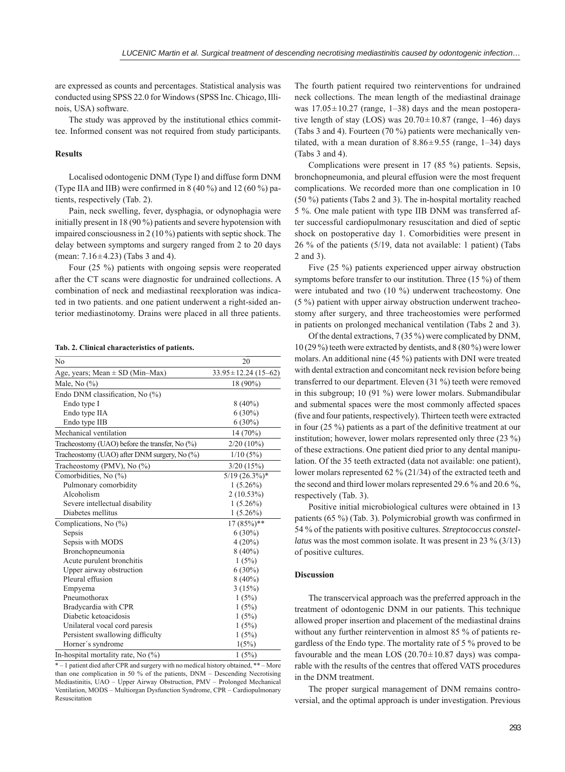are expressed as counts and percentages. Statistical analysis was conducted using SPSS 22.0 for Windows (SPSS Inc. Chicago, Illinois, USA) software.

The study was approved by the institutional ethics committee. Informed consent was not required from study participants.

### Results

Localised odontogenic DNM (Type I) and diffuse form DNM (Type IIA and IIB) were confirmed in 8 (40 %) and 12 (60 %) patients, respectively (Tab. 2).

Pain, neck swelling, fever, dysphagia, or odynophagia were initially present in 18 (90 %) patients and severe hypotension with impaired consciousness in 2 (10 %) patients with septic shock. The delay between symptoms and surgery ranged from 2 to 20 days (mean: 7.16±4.23) (Tabs 3 and 4).

Four (25 %) patients with ongoing sepsis were reoperated after the CT scans were diagnostic for undrained collections. A combination of neck and mediastinal reexploration was indicated in two patients. and one patient underwent a right-sided anterior mediastinotomy. Drains were placed in all three patients.

**Tab. 2. Clinical characteristics of patients.**

| No | 20 |
|---|---|
| Age, years; Mean ± SD (Min–Max) | 33.95±12.24 (15–62) |
| Male, No (%) | 18 (90%) |
| Endo DNM classification, No (%) | |
| Endo type I | 8 (40%) |
| Endo type IIA | 6 (30%) |
| Endo type IIB | 6 (30%) |
| Mechanical ventilation | 14 (70%) |
| Tracheostomy (UAO) before the transfer, No (%) | 2/20 (10%) |
| Tracheostomy (UAO) after DNM surgery, No (%) | 1/10 (5%) |
| Tracheostomy (PMV), No (%) | 3/20 (15%) |
| Comorbidities, No (%) | 5/19 (26.3%)* |
| Pulmonary comorbidity | 1 (5.26%) |
| Alcoholism | 2 (10.53%) |
| Severe intellectual disability | 1 (5.26%) |
| Diabetes mellitus | 1 (5.26%) |
| Complications, No (%) | 17 (85%)** |
| Sepsis | 6 (30%) |
| Sepsis with MODS | 4 (20%) |
| Bronchopneumonia | 8 (40%) |
| Acute purulent bronchitis | 1 (5%) |
| Upper airway obstruction | 6 (30%) |
| Pleural effusion | 8 (40%) |
| Empyema | 3 (15%) |
| Pneumothorax | 1 (5%) |
| Bradycardia with CPR | 1 (5%) |
| Diabetic ketoacidosis | 1 (5%) |
| Unilateral vocal cord paresis | 1 (5%) |
| Persistent swallowing difficulty | 1 (5%) |
| Horner´s syndrome | 1(5%) |
| In-hospital mortality rate, No (%) | 1 (5%) |

* – 1 patient died after CPR and surgery with no medical history obtained, ** – More than one complication in 50 % of the patients, DNM – Descending Necrotising Mediastinitis, UAO – Upper Airway Obstruction, PMV – Prolonged Mechanical Ventilation, MODS – Multiorgan Dysfunction Syndrome, CPR – Cardiopulmonary Resuscitation

The fourth patient required two reinterventions for undrained neck collections. The mean length of the mediastinal drainage was 17.05±10.27 (range, 1–38) days and the mean postoperative length of stay (LOS) was 20.70±10.87 (range, 1–46) days (Tabs 3 and 4). Fourteen (70 %) patients were mechanically ventilated, with a mean duration of 8.86±9.55 (range, 1–34) days (Tabs 3 and 4).

Complications were present in 17 (85 %) patients. Sepsis, bronchopneumonia, and pleural effusion were the most frequent complications. We recorded more than one complication in 10 (50 %) patients (Tabs 2 and 3). The in-hospital mortality reached 5 %. One male patient with type IIB DNM was transferred after successful cardiopulmonary resuscitation and died of septic shock on postoperative day 1. Comorbidities were present in 26 % of the patients (5/19, data not available: 1 patient) (Tabs 2 and 3).

Five (25 %) patients experienced upper airway obstruction symptoms before transfer to our institution. Three (15 %) of them were intubated and two (10 %) underwent tracheostomy. One (5 %) patient with upper airway obstruction underwent tracheostomy after surgery, and three tracheostomies were performed in patients on prolonged mechanical ventilation (Tabs 2 and 3).

Of the dental extractions, 7 (35 %) were complicated by DNM, 10 (29 %) teeth were extracted by dentists, and 8 (80 %) were lower molars. An additional nine (45 %) patients with DNI were treated with dental extraction and concomitant neck revision before being transferred to our department. Eleven (31 %) teeth were removed in this subgroup; 10 (91 %) were lower molars. Submandibular and submental spaces were the most commonly affected spaces (five and four patients, respectively). Thirteen teeth were extracted in four (25 %) patients as a part of the definitive treatment at our institution; however, lower molars represented only three (23 %) of these extractions. One patient died prior to any dental manipulation. Of the 35 teeth extracted (data not available: one patient), lower molars represented 62 % (21/34) of the extracted teeth and the second and third lower molars represented 29.6 % and 20.6 %, respectively (Tab. 3).

Positive initial microbiological cultures were obtained in 13 patients (65 %) (Tab. 3). Polymicrobial growth was confirmed in 54 % of the patients with positive cultures. *Streptococcus constellatus* was the most common isolate. It was present in 23 % (3/13) of positive cultures.

### Discussion

The transcervical approach was the preferred approach in the treatment of odontogenic DNM in our patients. This technique allowed proper insertion and placement of the mediastinal drains without any further reintervention in almost 85 % of patients regardless of the Endo type. The mortality rate of 5 % proved to be favourable and the mean LOS (20.70±10.87 days) was comparable with the results of the centres that offered VATS procedures in the DNM treatment.

The proper surgical management of DNM remains controversial, and the optimal approach is under investigation. Previous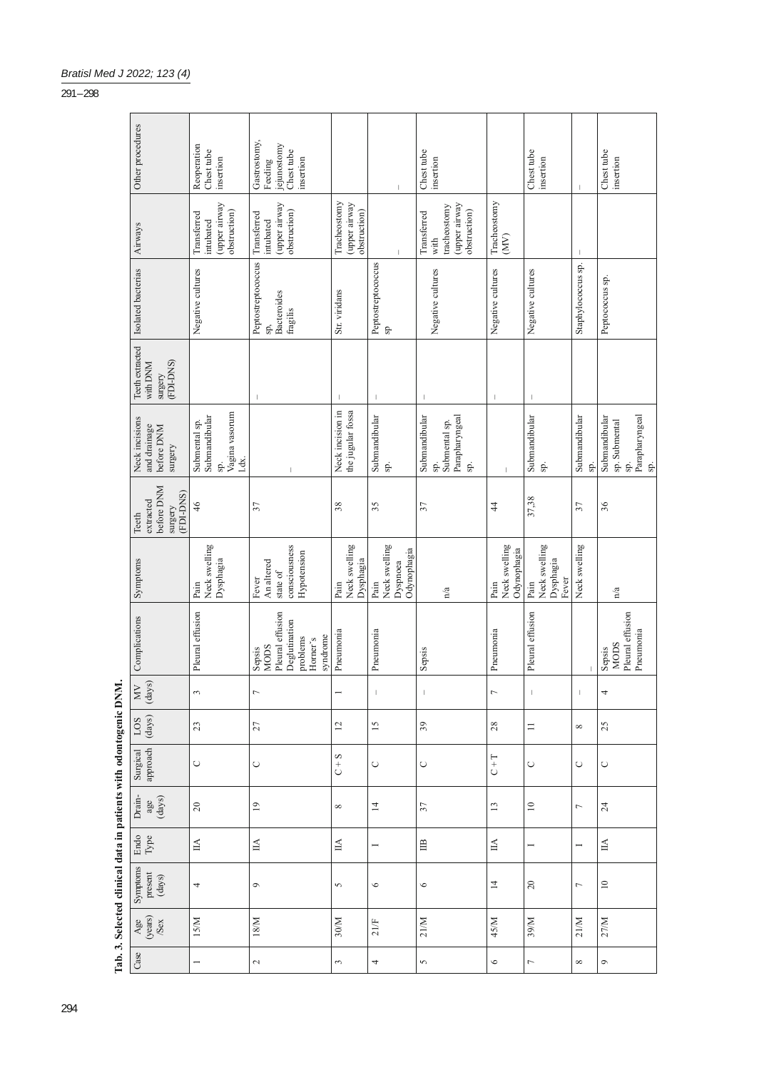**Tab. 3. Selected clinical data in patients with odontogenic DNM.**

| Case | Age (years) /Sex | Symptoms present (days) | Endo Type | Drain-age (days) | Surgical approach | LOS (days) | MV (days) | Complications | Symptoms | Teeth extracted before DNM surgery (FDI-DNS) | Neck incisions and drainage before DNM surgery | Teeth extracted with DNM surgery (FDI-DNS) | Isolated bacterias | Airways | Other procedures |
|---|---|---|---|---|---|---|---|---|---|---|---|---|---|---|---|
| 1 | 15/M | 4 | IIA | 20 | C | 23 | 3 | Pleural effusion | Pain Neck swelling Dysphagia | 46 | Submental sp. Submandibular sp. Vagina vasorum l.dx. | | Negative cultures | Transferred intubated (upper airway obstruction) | Reoperation Chest tube insertion |
| 2 | 18/M | 9 | IIA | 19 | C | 27 | 7 | Sepsis MODS Pleural effusion Deglutination problems Horner's syndrome | Fever An altered state of consciousness Hypotension | 37 | – | – | Peptostreptococcus sp. Bacteroides fragilis | Transferred intubated (upper airway obstruction) | Gastrostomy, Feeding jejunostomy Chest tube insertion |
| 3 | 30/M | 5 | IIA | 8 | C + S | 12 | 1 | Pneumonia | Pain Neck swelling Dysphagia | 38 | Neck incision in the jugular fossa | – | Str. viridans | Tracheostomy (upper airway obstruction) | |
| 4 | 21/F | 6 | I | 14 | C | 15 | – | Pneumonia | Pain Neck swelling Dyspnoea Odynophagia | 35 | Submandibular sp. | – | Peptostreptococcus sp | – | – |
| 5 | 21/M | 6 | IIB | 37 | C | 39 | – | Sepsis | n/a | 37 | Submandibular sp. Submental sp. Parapharyngeal sp. | – | Negative cultures | Transferred with tracheostomy (upper airway obstruction) | Chest tube insertion |
| 6 | 45/M | 14 | IIA | 13 | C + T | 28 | 7 | Pneumonia | Pain Neck swelling Odynophagia | 44 | – | – | Negative cultures | Tracheostomy (MV) | |
| 7 | 39/M | 20 | I | 10 | C | 11 | – | Pleural effusion | Pain Neck swelling Dysphagia Fever | 37,38 | Submandibular sp. | – | Negative cultures | | Chest tube insertion |
| 8 | 21/M | 7 | I | 7 | C | 8 | – | – | Neck swelling | 37 | Submandibular sp. | | Staphylococcus sp. | – | – |
| 9 | 27/M | 10 | IIA | 24 | C | 25 | 4 | Sepsis MODS Pleural effusion Pneumonia | n/a | 36 | Submandibular sp. Submental sp. Parapharyngeal sp. | | Peptococcus sp. | | Chest tube insertion |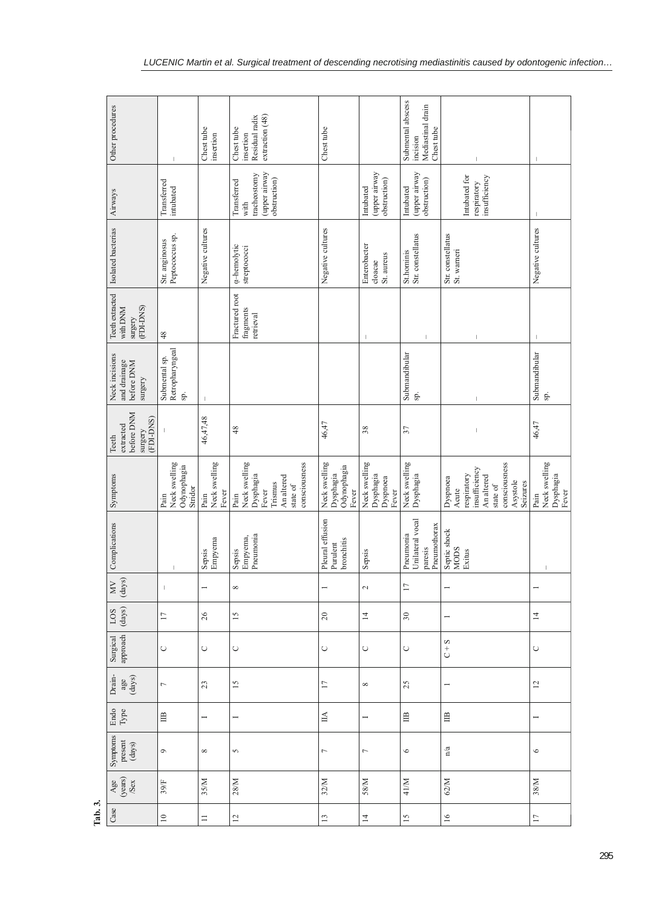**Tab. 3.**

| Case | Age (years) /Sex | Symptoms present (days) | Endo Type | Drainage (days) | Surgical approach | LOS (days) | MV (days) | Complications | Symptoms | Teeth extracted before DNM surgery (FDI-DNS) | Neck incisions and drainage before DNM surgery | Teeth extracted with DNM surgery (FDI-DNS) | Isolated bacterias | Airways | Other procedures |
|---|---|---|---|---|---|---|---|---|---|---|---|---|---|---|---|
| 10 | 39/F | 9 | IIB | 7 | C | 17 | – | – | Pain<br>Neck swelling<br>Odynophagia<br>Stridor | – | Submental sp.<br>Retropharyngeal sp. | 48 | Str. anginosus<br>Peptococcus sp. | Transferred intubated | – |
| 11 | 35/M | 8 | I | 23 | C | 26 | 1 | Sepsis<br>Empyema | Pain<br>Neck swelling<br>Fever | 46,47,48 | – | | Negative cultures | | Chest tube insertion |
| 12 | 28/M | 5 | I | 15 | C | 15 | 8 | Sepsis<br>Empyema,<br>Pneumonia | Pain<br>Neck swelling<br>Dysphagia<br>Fever<br>Trismus<br>An altered state of consciousness | 48 | | Fractured root fragments retrieval | α–hemolytic streptococci | Transferred with tracheostomy (upper airway obstruction) | Chest tube insertion<br>Residual radix extraction (48) |
| 13 | 32/M | 7 | IIA | 17 | C | 20 | 1 | Pleural effusion<br>Purulent bronchitis | Neck swelling<br>Dysphagia<br>Odynophagia<br>Fever | 46,47 | | | Negative cultures | | Chest tube |
| 14 | 58/M | 7 | I | 8 | C | 14 | 2 | Sepsis | Neck swelling<br>Dysphagia<br>Dyspnoea<br>Fever | 38 | | – | Enterobacter cloacae<br>St. aureus | Intubated (upper airway obstruction) | |
| 15 | 41/M | 6 | IIB | 25 | C | 30 | 17 | Pneumonia<br>Unilateral vocal paresis<br>Pneumothorax | Neck swelling<br>Dysphagia | 37 | Submandibular sp. | – | St.hominis<br>Str. constellatus | Intubated (upper airway obstruction) | Submental abscess incision<br>Mediastinal drain<br>Chest tube |
| 16 | 62/M | n/a | IIB | 1 | C + S | 1 | 1 | Septic shock<br>MODS<br>Exitus | Dyspnoea<br>Acute respiratory insufficiency<br>An altered state of consciousness<br>Asystole<br>Seizures | – | – | – | Str. constellatus<br>St. warneri | Intubated for respiratory insufficiency | – |
| 17 | 38/M | 6 | I | 12 | C | 14 | 1 | – | Pain<br>Neck swelling<br>Dysphagia<br>Fever | 46,47 | Submandibular sp. | – | Negative cultures | – | – |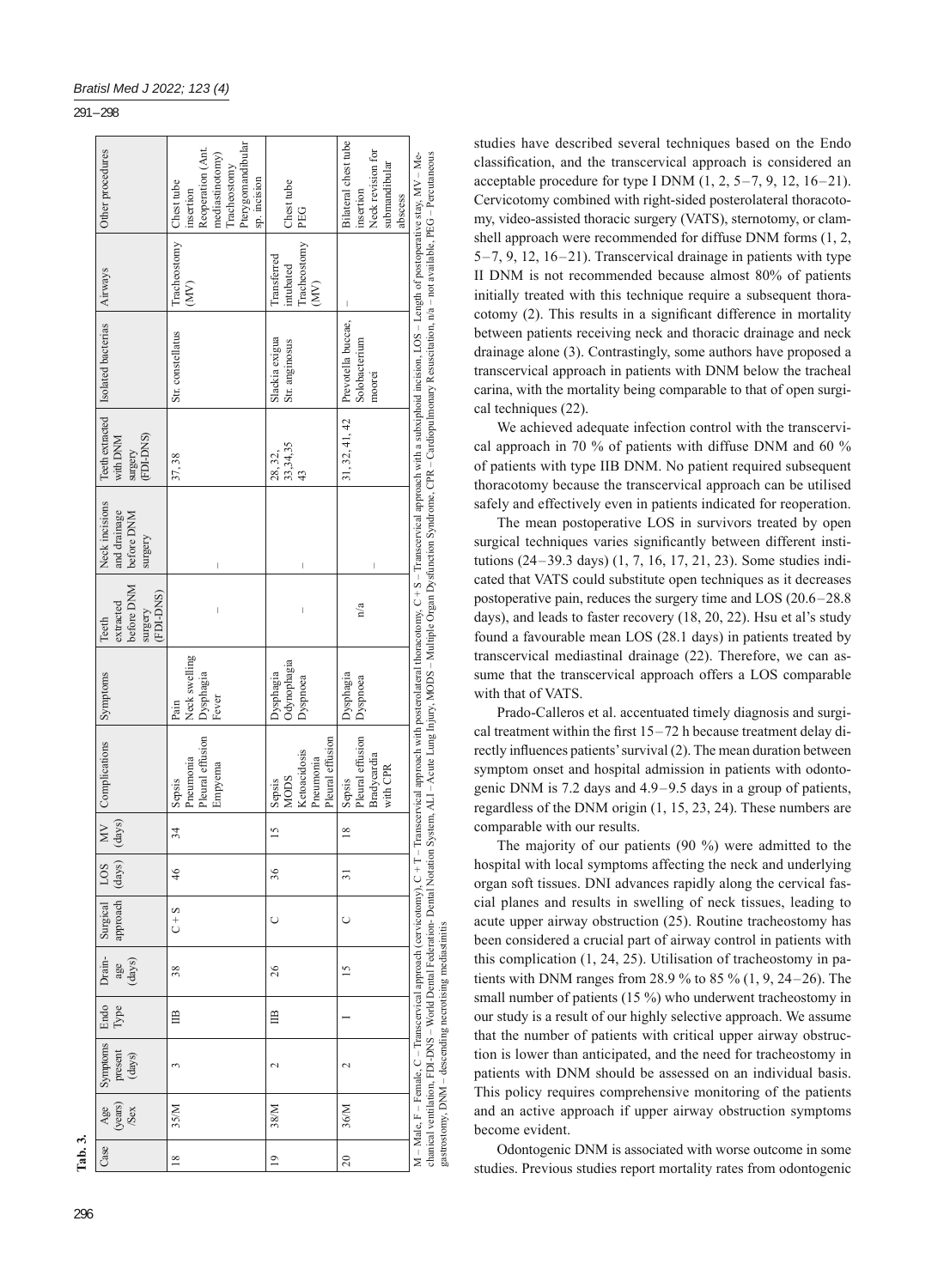**Tab. 3.**

| Case | Age (years) /Sex | Symptoms present (days) | Endo Type | Drainage (days) | Surgical approach | LOS (days) | MV (days) | Complications | Symptoms | Teeth extracted before DNM surgery (FDI-DNS) | Neck incisions and drainage before DNM surgery | Teeth extracted with DNM surgery (FDI-DNS) | Isolated bacterias | Airways | Other procedures |
|---|---|---|---|---|---|---|---|---|---|---|---|---|---|---|---|
| 18 | 35/M | 3 | IIB | 38 | C + S | 46 | 34 | Sepsis Pneumonia Pleural effusion Empyema | Pain Neck swelling Dysphagia Fever | – | – | 37, 38 | Str. constellatus | Tracheostomy (MV) | Chest tube insertion Reoperation (Ant. mediastinotomy) Tracheostomy Pterygomandibular sp. incision |
| 19 | 38/M | 2 | IIB | 26 | C | 36 | 15 | Sepsis MODS Ketoacidosis Pneumonia Pleural effusion | Dysphagia Odynophagia Dyspnoea | – | – | 28, 32, 33,34,35 43 | Slackia exigua Str. anginosus | Transferred intubated Tracheostomy (MV) | Chest tube PEG |
| 20 | 36/M | 2 | I | 15 | C | 31 | 18 | Sepsis Pleural effusion Bradycardia with CPR | Dysphagia Dyspnoea | n/a | – | 31, 32, 41, 42 | Prevotella buccae, Solobacterium moorei | – | Bilateral chest tube insertion Neck revision for submandibular abscess |

M – Male, F – Female, C – Transcervical approach (cervicotomy), C + T – Transcervical approach with posterolateral thoracotomy, C + S – Transcervical approach with a subxiphoid incision, LOS – Length of postoperative stay, MV – Mechanical ventilation, FDI-DNS – World Dental Federation- Dental Notation System, ALI – Acute Lung Injury, MODS – Multiple Organ Dysfunction Syndrome, CPR – Cardiopulmonary Resuscitation, n/a – not available, PEG – Percutaneous gastrostomy, DNM – descending necrotising mediastinitis

studies have described several techniques based on the Endo classification, and the transcervical approach is considered an acceptable procedure for type I DNM (1, 2, 5–7, 9, 12, 16–21). Cervicotomy combined with right-sided posterolateral thoracotomy, video-assisted thoracic surgery (VATS), sternotomy, or clamshell approach were recommended for diffuse DNM forms (1, 2, 5–7, 9, 12, 16–21). Transcervical drainage in patients with type II DNM is not recommended because almost 80% of patients initially treated with this technique require a subsequent thoracotomy (2). This results in a significant difference in mortality between patients receiving neck and thoracic drainage and neck drainage alone (3). Contrastingly, some authors have proposed a transcervical approach in patients with DNM below the tracheal carina, with the mortality being comparable to that of open surgical techniques (22).

We achieved adequate infection control with the transcervical approach in 70 % of patients with diffuse DNM and 60 % of patients with type IIB DNM. No patient required subsequent thoracotomy because the transcervical approach can be utilised safely and effectively even in patients indicated for reoperation.

The mean postoperative LOS in survivors treated by open surgical techniques varies significantly between different institutions (24–39.3 days) (1, 7, 16, 17, 21, 23). Some studies indicated that VATS could substitute open techniques as it decreases postoperative pain, reduces the surgery time and LOS (20.6–28.8 days), and leads to faster recovery (18, 20, 22). Hsu et al's study found a favourable mean LOS (28.1 days) in patients treated by transcervical mediastinal drainage (22). Therefore, we can assume that the transcervical approach offers a LOS comparable with that of VATS.

Prado-Calleros et al. accentuated timely diagnosis and surgical treatment within the first 15–72 h because treatment delay directly influences patients' survival (2). The mean duration between symptom onset and hospital admission in patients with odontogenic DNM is 7.2 days and 4.9–9.5 days in a group of patients, regardless of the DNM origin (1, 15, 23, 24). These numbers are comparable with our results.

The majority of our patients (90 %) were admitted to the hospital with local symptoms affecting the neck and underlying organ soft tissues. DNI advances rapidly along the cervical fascial planes and results in swelling of neck tissues, leading to acute upper airway obstruction (25). Routine tracheostomy has been considered a crucial part of airway control in patients with this complication (1, 24, 25). Utilisation of tracheostomy in patients with DNM ranges from 28.9 % to 85 % (1, 9, 24–26). The small number of patients (15 %) who underwent tracheostomy in our study is a result of our highly selective approach. We assume that the number of patients with critical upper airway obstruction is lower than anticipated, and the need for tracheostomy in patients with DNM should be assessed on an individual basis. This policy requires comprehensive monitoring of the patients and an active approach if upper airway obstruction symptoms become evident.

Odontogenic DNM is associated with worse outcome in some studies. Previous studies report mortality rates from odontogenic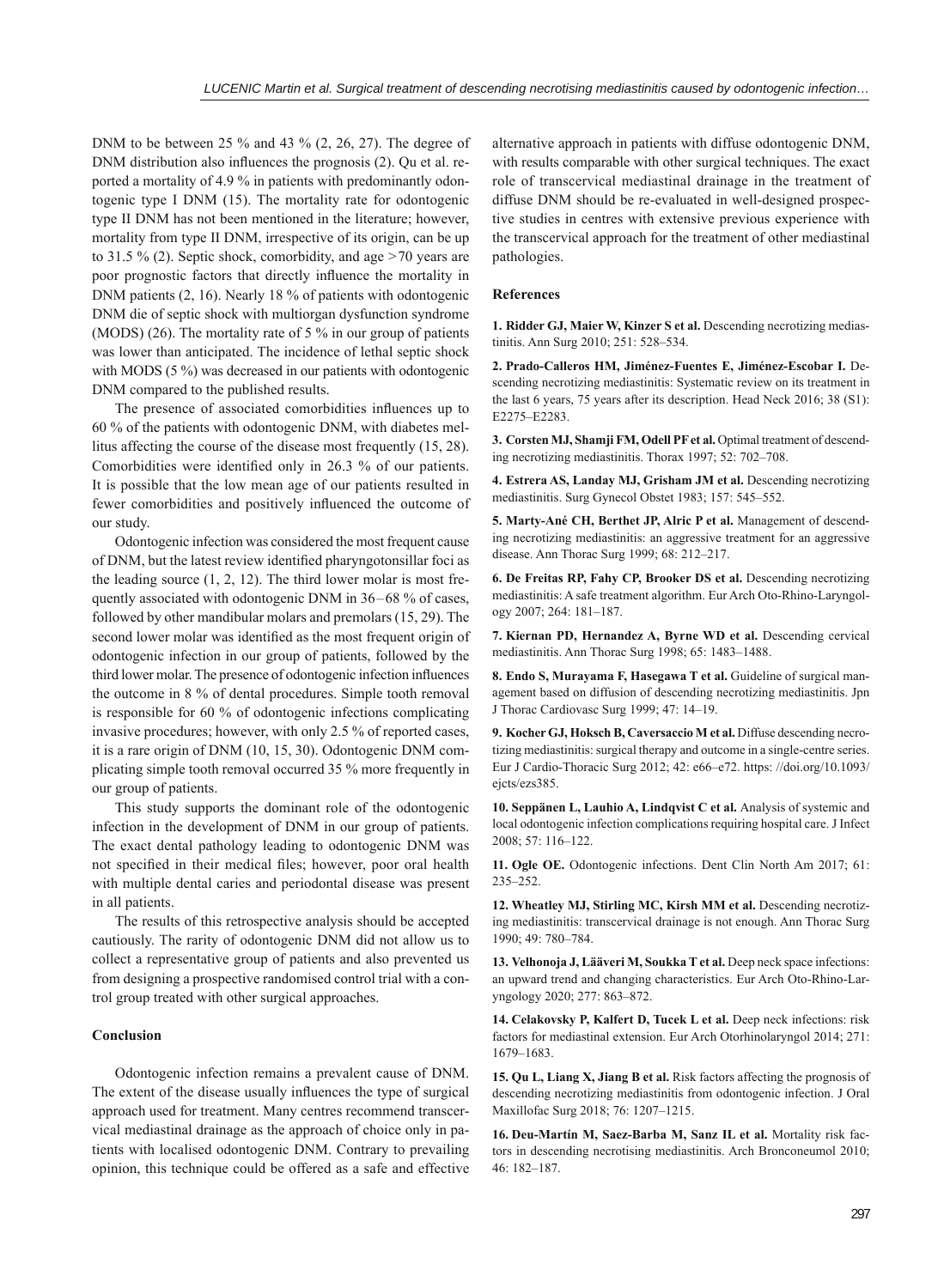DNM to be between 25 % and 43 % (2, 26, 27). The degree of DNM distribution also influences the prognosis (2). Qu et al. reported a mortality of 4.9 % in patients with predominantly odontogenic type I DNM (15). The mortality rate for odontogenic type II DNM has not been mentioned in the literature; however, mortality from type II DNM, irrespective of its origin, can be up to 31.5 % (2). Septic shock, comorbidity, and age >70 years are poor prognostic factors that directly influence the mortality in DNM patients (2, 16). Nearly 18 % of patients with odontogenic DNM die of septic shock with multiorgan dysfunction syndrome (MODS) (26). The mortality rate of 5 % in our group of patients was lower than anticipated. The incidence of lethal septic shock with MODS (5 %) was decreased in our patients with odontogenic DNM compared to the published results.

The presence of associated comorbidities influences up to 60 % of the patients with odontogenic DNM, with diabetes mellitus affecting the course of the disease most frequently (15, 28). Comorbidities were identified only in 26.3 % of our patients. It is possible that the low mean age of our patients resulted in fewer comorbidities and positively influenced the outcome of our study.

Odontogenic infection was considered the most frequent cause of DNM, but the latest review identified pharyngotonsillar foci as the leading source (1, 2, 12). The third lower molar is most frequently associated with odontogenic DNM in 36–68 % of cases, followed by other mandibular molars and premolars (15, 29). The second lower molar was identified as the most frequent origin of odontogenic infection in our group of patients, followed by the third lower molar. The presence of odontogenic infection influences the outcome in 8 % of dental procedures. Simple tooth removal is responsible for 60 % of odontogenic infections complicating invasive procedures; however, with only 2.5 % of reported cases, it is a rare origin of DNM (10, 15, 30). Odontogenic DNM complicating simple tooth removal occurred 35 % more frequently in our group of patients.

This study supports the dominant role of the odontogenic infection in the development of DNM in our group of patients. The exact dental pathology leading to odontogenic DNM was not specified in their medical files; however, poor oral health with multiple dental caries and periodontal disease was present in all patients.

The results of this retrospective analysis should be accepted cautiously. The rarity of odontogenic DNM did not allow us to collect a representative group of patients and also prevented us from designing a prospective randomised control trial with a control group treated with other surgical approaches.

## Conclusion

Odontogenic infection remains a prevalent cause of DNM. The extent of the disease usually influences the type of surgical approach used for treatment. Many centres recommend transcervical mediastinal drainage as the approach of choice only in patients with localised odontogenic DNM. Contrary to prevailing opinion, this technique could be offered as a safe and effective alternative approach in patients with diffuse odontogenic DNM, with results comparable with other surgical techniques. The exact role of transcervical mediastinal drainage in the treatment of diffuse DNM should be re-evaluated in well-designed prospective studies in centres with extensive previous experience with the transcervical approach for the treatment of other mediastinal pathologies.

## References

**1. Ridder GJ, Maier W, Kinzer S et al.** Descending necrotizing mediastinitis. Ann Surg 2010; 251: 528–534.

**2. Prado-Calleros HM, Jiménez-Fuentes E, Jiménez-Escobar I.** Descending necrotizing mediastinitis: Systematic review on its treatment in the last 6 years, 75 years after its description. Head Neck 2016; 38 (S1): E2275–E2283.

**3. Corsten MJ, Shamji FM, Odell PF et al.** Optimal treatment of descending necrotizing mediastinitis. Thorax 1997; 52: 702–708.

**4. Estrera AS, Landay MJ, Grisham JM et al.** Descending necrotizing mediastinitis. Surg Gynecol Obstet 1983; 157: 545–552.

**5. Marty-Ané CH, Berthet JP, Alric P et al.** Management of descending necrotizing mediastinitis: an aggressive treatment for an aggressive disease. Ann Thorac Surg 1999; 68: 212–217.

**6. De Freitas RP, Fahy CP, Brooker DS et al.** Descending necrotizing mediastinitis: A safe treatment algorithm. Eur Arch Oto-Rhino-Laryngology 2007; 264: 181–187.

**7. Kiernan PD, Hernandez A, Byrne WD et al.** Descending cervical mediastinitis. Ann Thorac Surg 1998; 65: 1483–1488.

**8. Endo S, Murayama F, Hasegawa T et al.** Guideline of surgical management based on diffusion of descending necrotizing mediastinitis. Jpn J Thorac Cardiovasc Surg 1999; 47: 14–19.

**9. Kocher GJ, Hoksch B, Caversaccio M et al.** Diffuse descending necrotizing mediastinitis: surgical therapy and outcome in a single-centre series. Eur J Cardio-Thoracic Surg 2012; 42: e66–e72. https: //doi.org/10.1093/ejcts/ezs385.

**10. Seppänen L, Lauhio A, Lindqvist C et al.** Analysis of systemic and local odontogenic infection complications requiring hospital care. J Infect 2008; 57: 116–122.

**11. Ogle OE.** Odontogenic infections. Dent Clin North Am 2017; 61: 235–252.

**12. Wheatley MJ, Stirling MC, Kirsh MM et al.** Descending necrotizing mediastinitis: transcervical drainage is not enough. Ann Thorac Surg 1990; 49: 780–784.

**13. Velhonoja J, Lääveri M, Soukka T et al.** Deep neck space infections: an upward trend and changing characteristics. Eur Arch Oto-Rhino-Laryngology 2020; 277: 863–872.

**14. Celakovsky P, Kalfert D, Tucek L et al.** Deep neck infections: risk factors for mediastinal extension. Eur Arch Otorhinolaryngol 2014; 271: 1679–1683.

**15. Qu L, Liang X, Jiang B et al.** Risk factors affecting the prognosis of descending necrotizing mediastinitis from odontogenic infection. J Oral Maxillofac Surg 2018; 76: 1207–1215.

**16. Deu-Martín M, Saez-Barba M, Sanz IL et al.** Mortality risk factors in descending necrotising mediastinitis. Arch Bronconeumol 2010; 46: 182–187.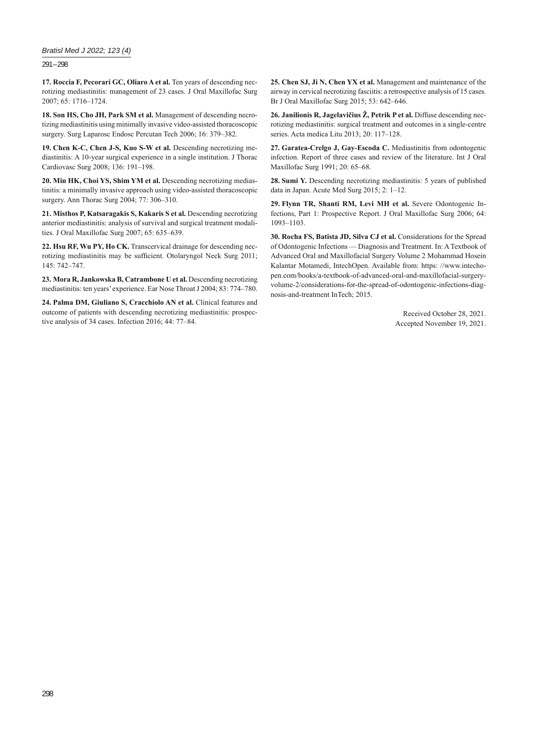**17. Roccia F, Pecorari GC, Oliaro A et al.** Ten years of descending necrotizing mediastinitis: management of 23 cases. J Oral Maxillofac Surg 2007; 65: 1716–1724.

**18. Son HS, Cho JH, Park SM et al.** Management of descending necrotizing mediastinitis using minimally invasive video-assisted thoracoscopic surgery. Surg Laparosc Endosc Percutan Tech 2006; 16: 379–382.

**19. Chen K-C, Chen J-S, Kuo S-W et al.** Descending necrotizing mediastinitis: A 10-year surgical experience in a single institution. J Thorac Cardiovasc Surg 2008; 136: 191–198.

**20. Min HK, Choi YS, Shim YM et al.** Descending necrotizing mediastinitis: a minimally invasive approach using video-assisted thoracoscopic surgery. Ann Thorac Surg 2004; 77: 306–310.

**21. Misthos P, Katsaragakis S, Kakaris S et al.** Descending necrotizing anterior mediastinitis: analysis of survival and surgical treatment modalities. J Oral Maxillofac Surg 2007; 65: 635–639.

**22. Hsu RF, Wu PY, Ho CK.** Transcervical drainage for descending necrotizing mediastinitis may be sufficient. Otolaryngol Neck Surg 2011; 145: 742–747.

**23. Mora R, Jankowska B, Catrambone U et al.** Descending necrotizing mediastinitis: ten years' experience. Ear Nose Throat J 2004; 83: 774–780.

**24. Palma DM, Giuliano S, Cracchiolo AN et al.** Clinical features and outcome of patients with descending necrotizing mediastinitis: prospective analysis of 34 cases. Infection 2016; 44: 77–84.

**25. Chen SJ, Ji N, Chen YX et al.** Management and maintenance of the airway in cervical necrotizing fasciitis: a retrospective analysis of 15 cases. Br J Oral Maxillofac Surg 2015; 53: 642–646.

**26. Janilionis R, Jagelavičius Ž, Petrik P et al.** Diffuse descending necrotizing mediastinitis: surgical treatment and outcomes in a single-centre series. Acta medica Litu 2013; 20: 117–128.

**27. Garatea-Crelgo J, Gay-Escoda C.** Mediastinitis from odontogenic infection. Report of three cases and review of the literature. Int J Oral Maxillofac Surg 1991; 20: 65–68.

**28. Sumi Y.** Descending necrotizing mediastinitis: 5 years of published data in Japan. Acute Med Surg 2015; 2: 1–12.

**29. Flynn TR, Shanti RM, Levi MH et al.** Severe Odontogenic Infections, Part 1: Prospective Report. J Oral Maxillofac Surg 2006; 64: 1093–1103.

**30. Rocha FS, Batista JD, Silva CJ et al.** Considerations for the Spread of Odontogenic Infections — Diagnosis and Treatment. In: A Textbook of Advanced Oral and Maxillofacial Surgery Volume 2 Mohammad Hosein Kalantar Motamedi, IntechOpen. Available from: https: //www.intechopen.com/books/a-textbook-of-advanced-oral-and-maxillofacial-surgery-volume-2/considerations-for-the-spread-of-odontogenic-infections-diagnosis-and-treatment InTech; 2015.

Received October 28, 2021.
Accepted November 19, 2021.